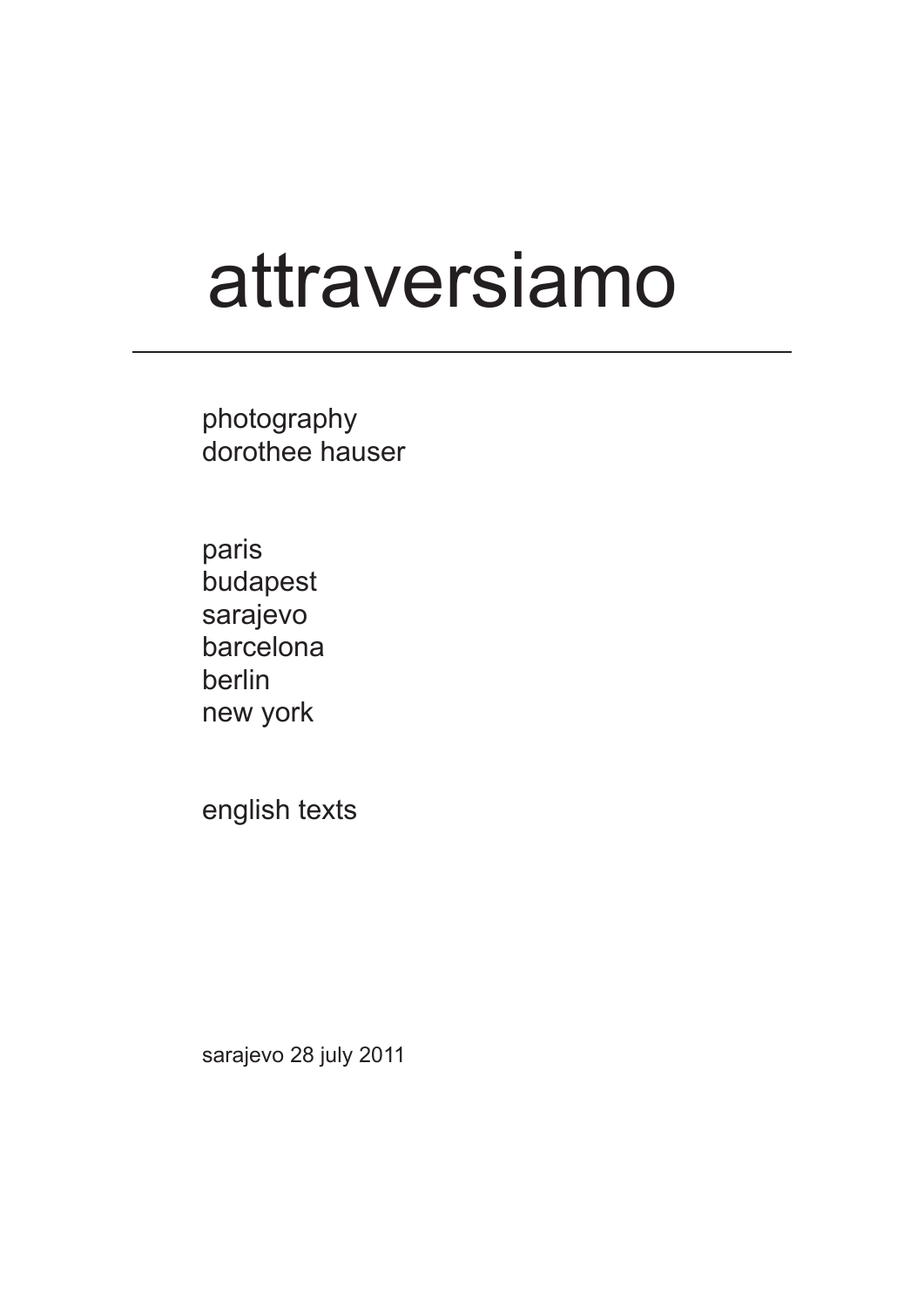# attraversiamo

---

photography
dorothee hauser

paris
budapest
sarajevo
barcelona
berlin
new york

english texts

sarajevo 28 july 2011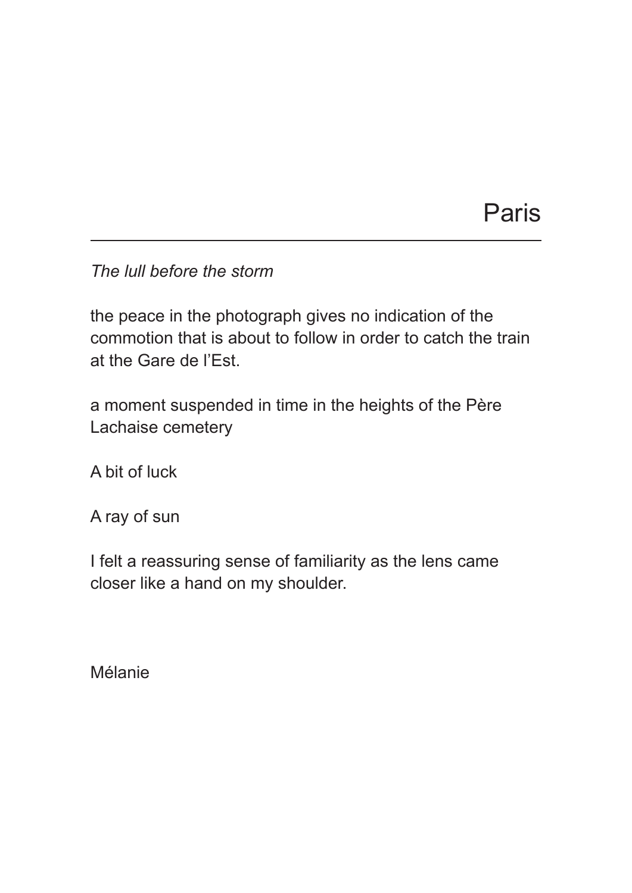# Paris

---

*The lull before the storm*

the peace in the photograph gives no indication of the commotion that is about to follow in order to catch the train at the Gare de l'Est.

a moment suspended in time in the heights of the Père Lachaise cemetery

A bit of luck

A ray of sun

I felt a reassuring sense of familiarity as the lens came closer like a hand on my shoulder.

Mélanie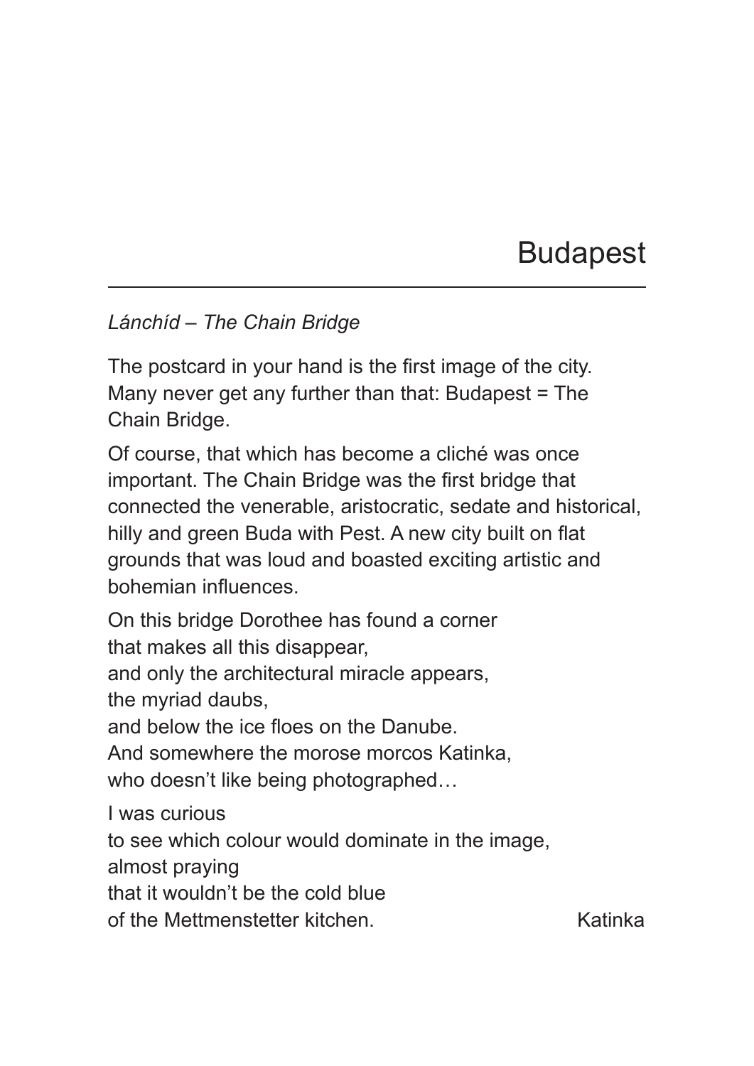# Budapest

*Lánchíd – The Chain Bridge*

The postcard in your hand is the first image of the city. Many never get any further than that: Budapest = The Chain Bridge.

Of course, that which has become a cliché was once important. The Chain Bridge was the first bridge that connected the venerable, aristocratic, sedate and historical, hilly and green Buda with Pest. A new city built on flat grounds that was loud and boasted exciting artistic and bohemian influences.

On this bridge Dorothee has found a corner  
that makes all this disappear,  
and only the architectural miracle appears,  
the myriad daubs,  
and below the ice floes on the Danube.  
And somewhere the morose morcos Katinka,  
who doesn't like being photographed…

I was curious  
to see which colour would dominate in the image,  
almost praying  
that it wouldn't be the cold blue  
of the Mettmenstetter kitchen.

Katinka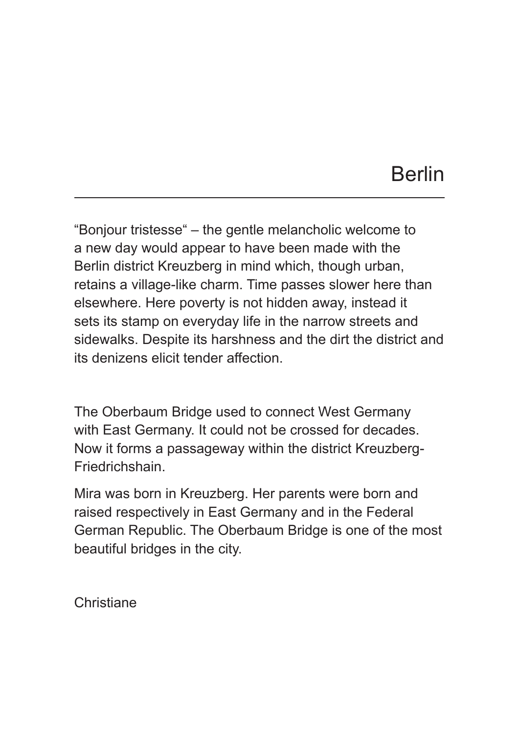# Berlin

---

“Bonjour tristesse“ – the gentle melancholic welcome to a new day would appear to have been made with the Berlin district Kreuzberg in mind which, though urban, retains a village-like charm. Time passes slower here than elsewhere. Here poverty is not hidden away, instead it sets its stamp on everyday life in the narrow streets and sidewalks. Despite its harshness and the dirt the district and its denizens elicit tender affection.

The Oberbaum Bridge used to connect West Germany with East Germany. It could not be crossed for decades. Now it forms a passageway within the district Kreuzberg-Friedrichshain.

Mira was born in Kreuzberg. Her parents were born and raised respectively in East Germany and in the Federal German Republic. The Oberbaum Bridge is one of the most beautiful bridges in the city.

Christiane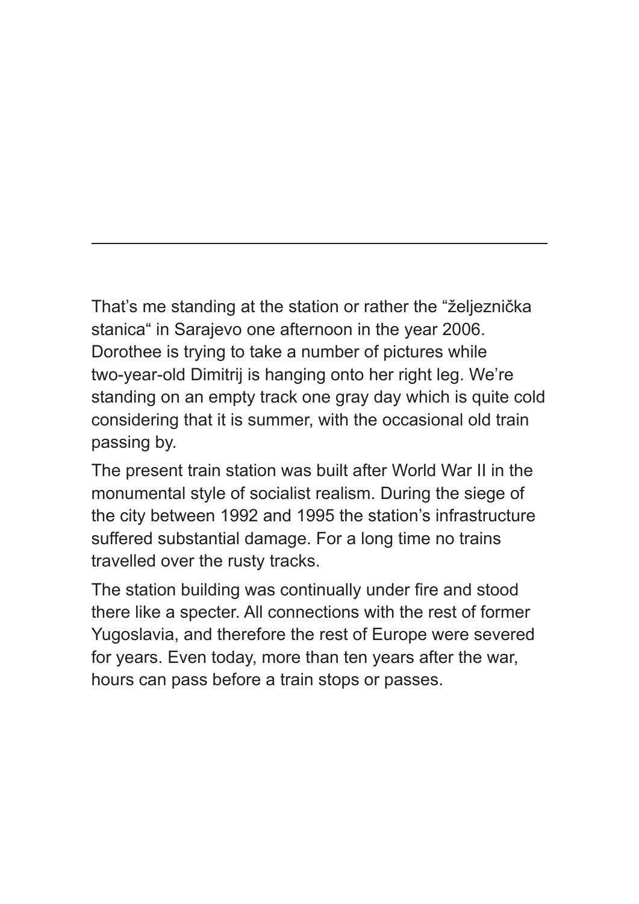---

That's me standing at the station or rather the "željeznička stanica" in Sarajevo one afternoon in the year 2006. Dorothee is trying to take a number of pictures while two-year-old Dimitrij is hanging onto her right leg. We're standing on an empty track one gray day which is quite cold considering that it is summer, with the occasional old train passing by.

The present train station was built after World War II in the monumental style of socialist realism. During the siege of the city between 1992 and 1995 the station's infrastructure suffered substantial damage. For a long time no trains travelled over the rusty tracks.

The station building was continually under fire and stood there like a specter. All connections with the rest of former Yugoslavia, and therefore the rest of Europe were severed for years. Even today, more than ten years after the war, hours can pass before a train stops or passes.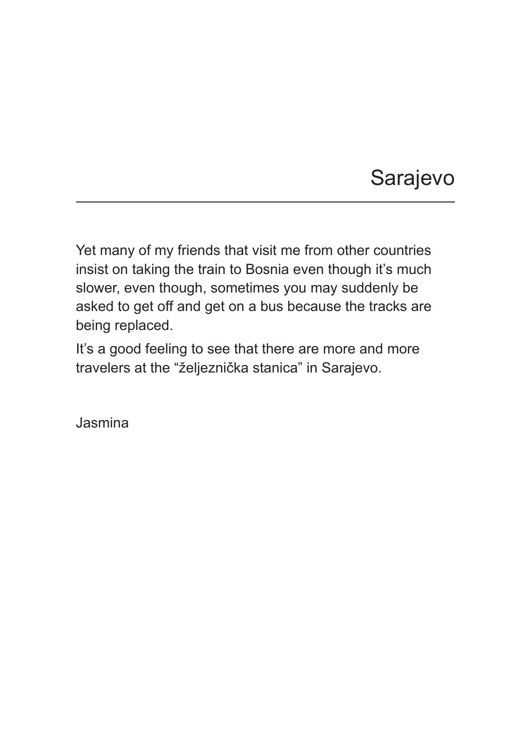# Sarajevo

Yet many of my friends that visit me from other countries insist on taking the train to Bosnia even though it's much slower, even though, sometimes you may suddenly be asked to get off and get on a bus because the tracks are being replaced.

It's a good feeling to see that there are more and more travelers at the "željeznička stanica" in Sarajevo.

Jasmina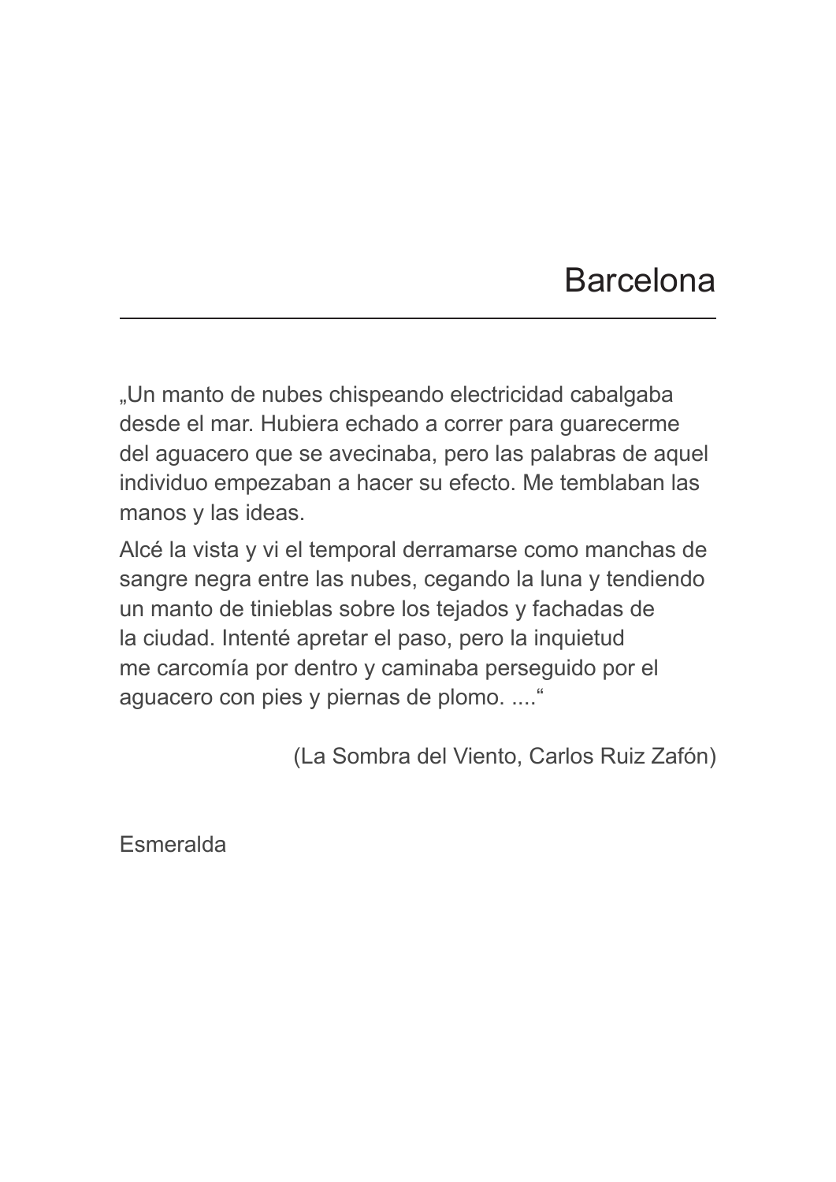# Barcelona

„Un manto de nubes chispeando electricidad cabalgaba desde el mar. Hubiera echado a correr para guarecerme del aguacero que se avecinaba, pero las palabras de aquel individuo empezaban a hacer su efecto. Me temblaban las manos y las ideas.

Alcé la vista y vi el temporal derramarse como manchas de sangre negra entre las nubes, cegando la luna y tendiendo un manto de tinieblas sobre los tejados y fachadas de la ciudad. Intenté apretar el paso, pero la inquietud me carcomía por dentro y caminaba perseguido por el aguacero con pies y piernas de plomo. ....“

(La Sombra del Viento, Carlos Ruiz Zafón)

Esmeralda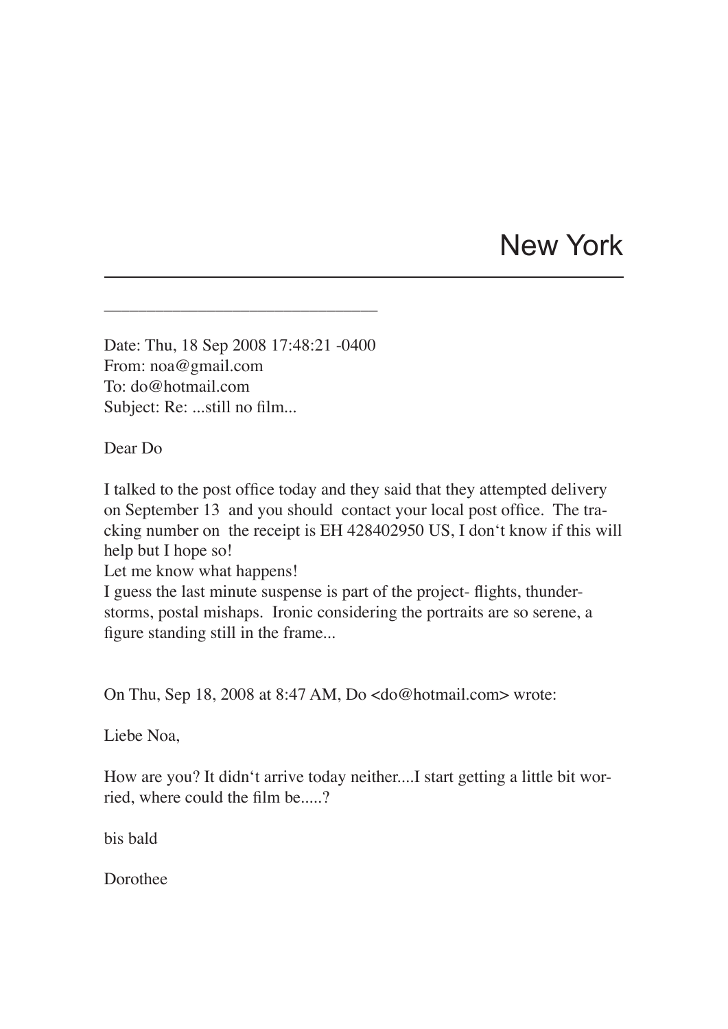# New York

---

______________________________

Date: Thu, 18 Sep 2008 17:48:21 -0400
From: noa@gmail.com
To: do@hotmail.com
Subject: Re: ...still no film...

Dear Do

I talked to the post office today and they said that they attempted delivery on September 13 and you should contact your local post office. The tracking number on the receipt is EH 428402950 US, I don't know if this will help but I hope so!
Let me know what happens!
I guess the last minute suspense is part of the project- flights, thunderstorms, postal mishaps. Ironic considering the portraits are so serene, a figure standing still in the frame...

On Thu, Sep 18, 2008 at 8:47 AM, Do <do@hotmail.com> wrote:

Liebe Noa,

How are you? It didn't arrive today neither....I start getting a little bit worried, where could the film be.....?

bis bald

Dorothee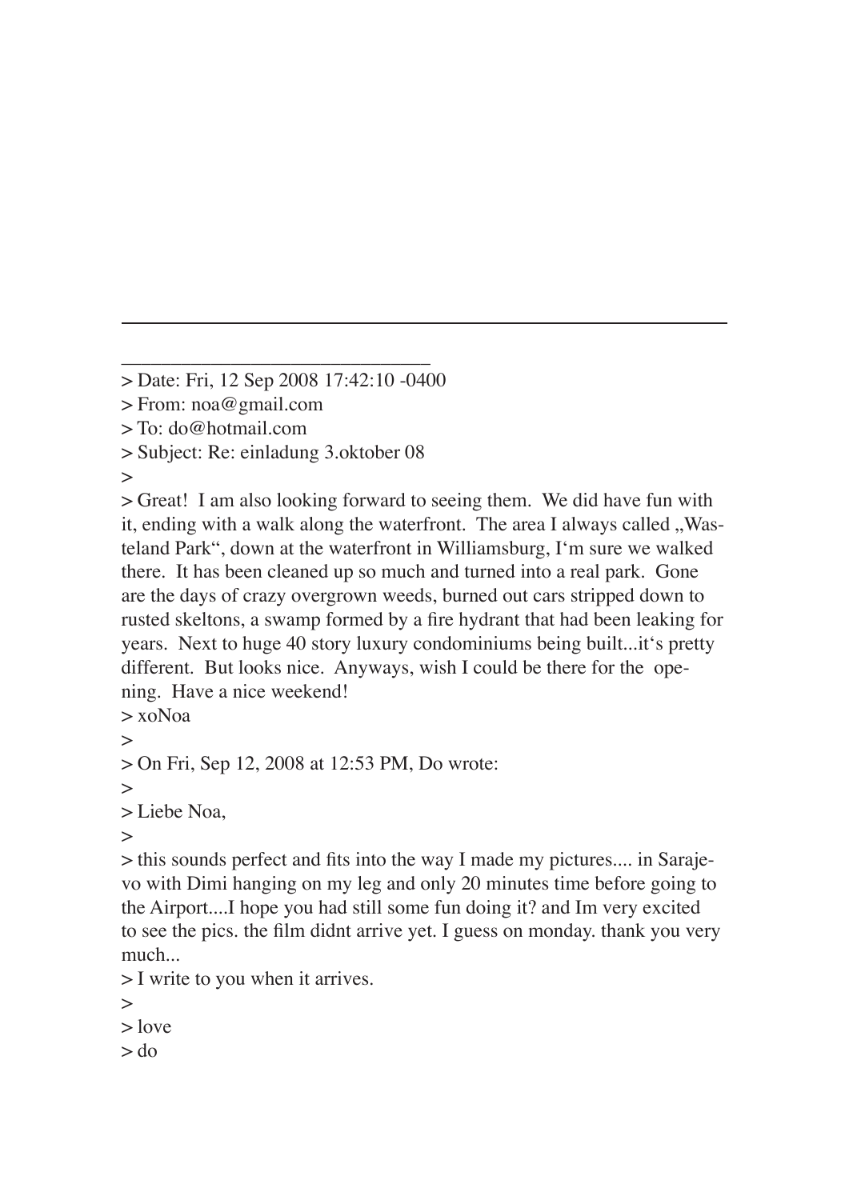---

________________________________

> Date: Fri, 12 Sep 2008 17:42:10 -0400
> From: noa@gmail.com
> To: do@hotmail.com
> Subject: Re: einladung 3.oktober 08
>
> Great! I am also looking forward to seeing them. We did have fun with it, ending with a walk along the waterfront. The area I always called „Wasteland Park", down at the waterfront in Williamsburg, I'm sure we walked there. It has been cleaned up so much and turned into a real park. Gone are the days of crazy overgrown weeds, burned out cars stripped down to rusted skeltons, a swamp formed by a fire hydrant that had been leaking for years. Next to huge 40 story luxury condominiums being built...it's pretty different. But looks nice. Anyways, wish I could be there for the opening. Have a nice weekend!
> xoNoa
>
> On Fri, Sep 12, 2008 at 12:53 PM, Do wrote:
>
> Liebe Noa,
>
> this sounds perfect and fits into the way I made my pictures.... in Sarajevo with Dimi hanging on my leg and only 20 minutes time before going to the Airport....I hope you had still some fun doing it? and Im very excited to see the pics. the film didnt arrive yet. I guess on monday. thank you very much...
> I write to you when it arrives.
>
> love
> do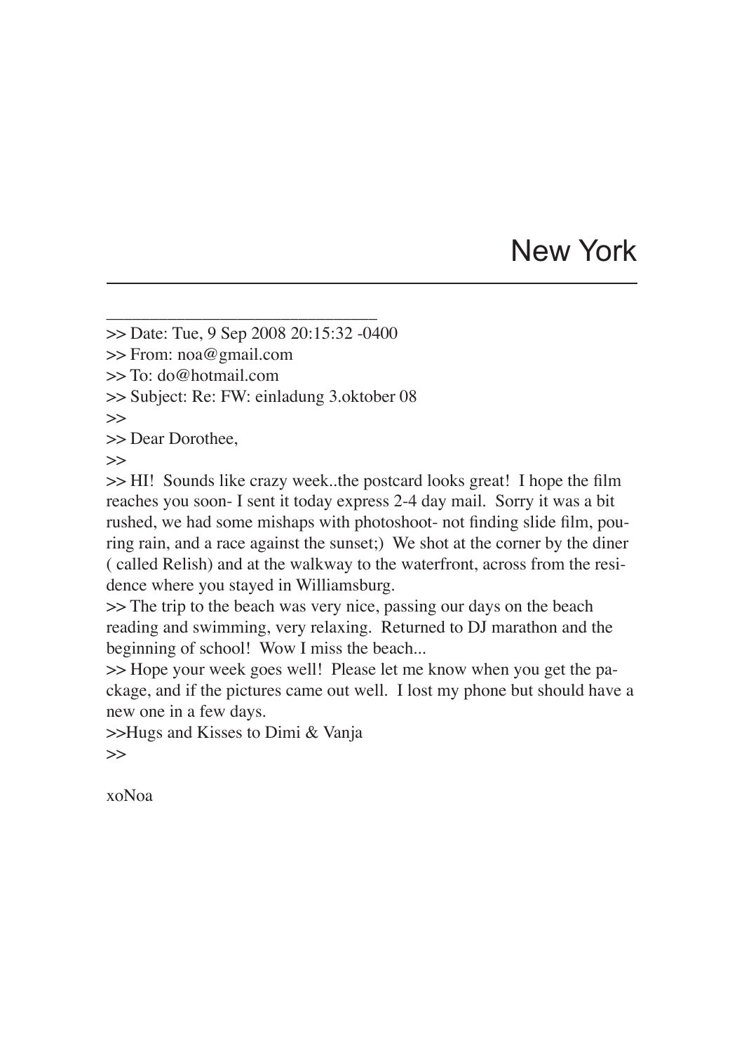# New York

---

\_\_\_\_\_\_\_\_\_\_\_\_\_\_\_\_\_\_\_\_\_\_\_\_\_\_\_\_\_\_\_\_

>> Date: Tue, 9 Sep 2008 20:15:32 -0400
>> From: noa@gmail.com
>> To: do@hotmail.com
>> Subject: Re: FW: einladung 3.oktober 08
>>
>> Dear Dorothee,
>>
>> HI! Sounds like crazy week..the postcard looks great! I hope the film reaches you soon- I sent it today express 2-4 day mail. Sorry it was a bit rushed, we had some mishaps with photoshoot- not finding slide film, pouring rain, and a race against the sunset;) We shot at the corner by the diner ( called Relish) and at the walkway to the waterfront, across from the residence where you stayed in Williamsburg.
>> The trip to the beach was very nice, passing our days on the beach reading and swimming, very relaxing. Returned to DJ marathon and the beginning of school! Wow I miss the beach...
>> Hope your week goes well! Please let me know when you get the package, and if the pictures came out well. I lost my phone but should have a new one in a few days.
>>Hugs and Kisses to Dimi & Vanja
>>

xoNoa